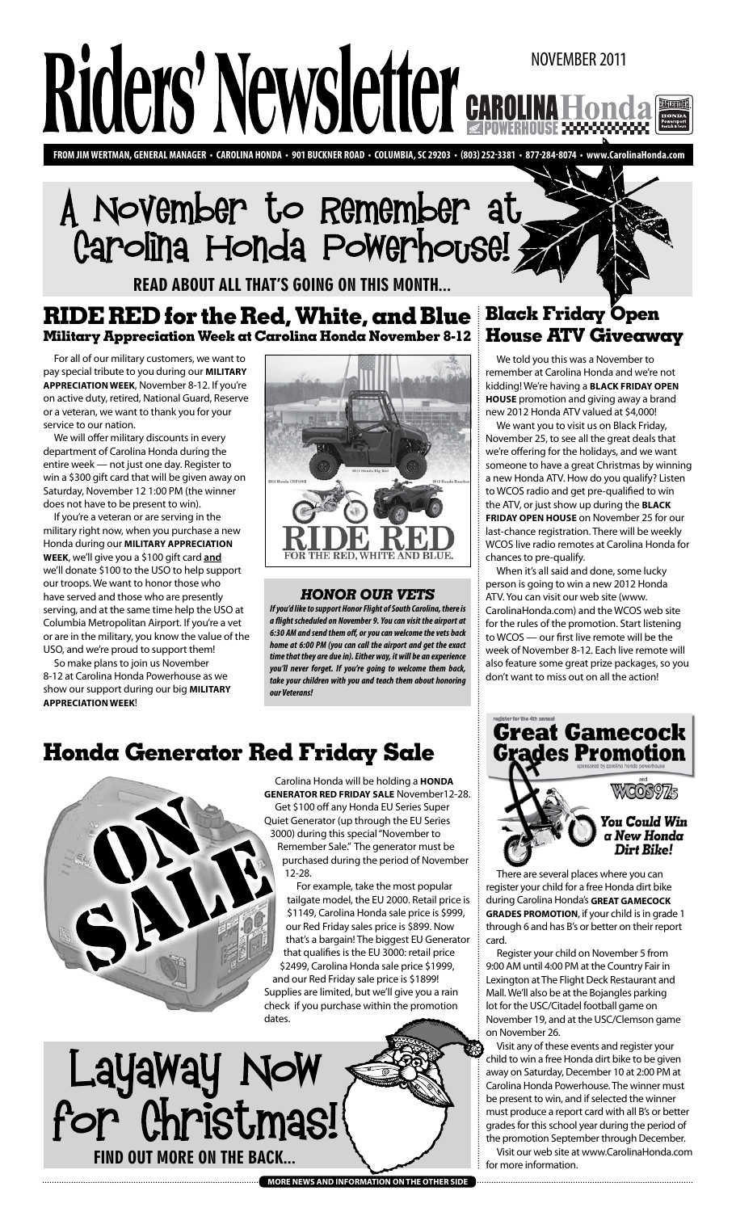# Riders' Newsletter

NOVEMBER 2011

CAROLINA Honda POWERHOUSE

**FROM JIM WERTMAN, GENERAL MANAGER • CAROLINA HONDA • 901 BUCKNER ROAD • COLUMBIA, SC 29203 • (803) 252-3381 • 877-284-8074 • www.CarolinaHonda.com**

# A November to Remember at Carolina Honda Powerhouse!

**READ ABOUT ALL THAT'S GOING ON THIS MONTH...**

## RIDE RED for the Red, White, and Blue

### Military Appreciation Week at Carolina Honda November 8-12

For all of our military customers, we want to pay special tribute to you during our **MILITARY APPRECIATION WEEK**, November 8-12. If you're on active duty, retired, National Guard, Reserve or a veteran, we want to thank you for your service to our nation.

We will offer military discounts in every department of Carolina Honda during the entire week — not just one day. Register to win a $300 gift card that will be given away on Saturday, November 12 1:00 PM (the winner does not have to be present to win).

If you're a veteran or are serving in the military right now, when you purchase a new Honda during our **MILITARY APPRECIATION WEEK**, we'll give you a $100 gift card **and** we'll donate $100 to the USO to help support our troops. We want to honor those who have served and those who are presently serving, and at the same time help the USO at Columbia Metropolitan Airport. If you're a vet or are in the military, you know the value of the USO, and we're proud to support them!

So make plans to join us November 8-12 at Carolina Honda Powerhouse as we show our support during our big **MILITARY APPRECIATION WEEK**!

RIDE RED FOR THE RED, WHITE AND BLUE.

### *HONOR OUR VETS*

***If you'd like to support Honor Flight of South Carolina, there is a flight scheduled on November 9. You can visit the airport at 6:30 AM and send them off, or you can welcome the vets back home at 6:00 PM (you can call the airport and get the exact time that they are due in). Either way, it will be an experience you'll never forget. If you're going to welcome them back, take your children with you and teach them about honoring our Veterans!***

## Black Friday Open House ATV Giveaway

We told you this was a November to remember at Carolina Honda and we're not kidding! We're having a **BLACK FRIDAY OPEN HOUSE** promotion and giving away a brand new 2012 Honda ATV valued at $4,000!

We want you to visit us on Black Friday, November 25, to see all the great deals that we're offering for the holidays, and we want someone to have a great Christmas by winning a new Honda ATV. How do you qualify? Listen to WCOS radio and get pre-qualified to win the ATV, or just show up during the **BLACK FRIDAY OPEN HOUSE** on November 25 for our last-chance registration. There will be weekly WCOS live radio remotes at Carolina Honda for chances to pre-qualify.

When it's all said and done, some lucky person is going to win a new 2012 Honda ATV. You can visit our web site (www.CarolinaHonda.com) and the WCOS web site for the rules of the promotion. Start listening to WCOS — our first live remote will be the week of November 8-12. Each live remote will also feature some great prize packages, so you don't want to miss out on all the action!

## Honda Generator Red Friday Sale

ON SALE

Carolina Honda will be holding a **HONDA GENERATOR RED FRIDAY SALE** November12-28.

Get $100 off any Honda EU Series Super Quiet Generator (up through the EU Series 3000) during this special "November to Remember Sale." The generator must be purchased during the period of November 12-28.

For example, take the most popular tailgate model, the EU 2000. Retail price is $1149, Carolina Honda sale price is $999, our Red Friday sales price is $899. Now that's a bargain! The biggest EU Generator that qualifies is the EU 3000: retail price $2499, Carolina Honda sale price $1999, and our Red Friday sale price is $1899! Supplies are limited, but we'll give you a rain check if you purchase within the promotion dates.

## register for the 4th annual Great Gamecock Grades Promotion

sponsored by carolina honda powerhouse and WCOS 97.5

***You Could Win a New Honda Dirt Bike!***

There are several places where you can register your child for a free Honda dirt bike during Carolina Honda's **GREAT GAMECOCK GRADES PROMOTION**, if your child is in grade 1 through 6 and has B's or better on their report card.

Register your child on November 5 from 9:00 AM until 4:00 PM at the Country Fair in Lexington at The Flight Deck Restaurant and Mall. We'll also be at the Bojangles parking lot for the USC/Citadel football game on November 19, and at the USC/Clemson game on November 26.

Visit any of these events and register your child to win a free Honda dirt bike to be given away on Saturday, December 10 at 2:00 PM at Carolina Honda Powerhouse. The winner must be present to win, and if selected the winner must produce a report card with all B's or better grades for this school year during the period of the promotion September through December.

Visit our web site at www.CarolinaHonda.com for more information.

# Layaway Now for Christmas!

**FIND OUT MORE ON THE BACK...**

**MORE NEWS AND INFORMATION ON THE OTHER SIDE**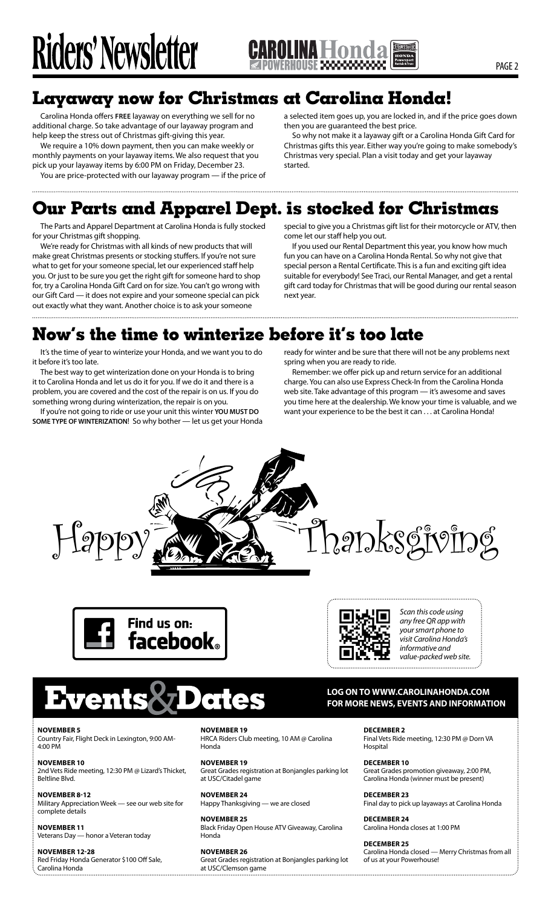## Layaway now for Christmas at Carolina Honda!

Carolina Honda offers **FREE** layaway on everything we sell for no additional charge. So take advantage of our layaway program and help keep the stress out of Christmas gift-giving this year.

We require a 10% down payment, then you can make weekly or monthly payments on your layaway items. We also request that you pick up your layaway items by 6:00 PM on Friday, December 23.

You are price-protected with our layaway program — if the price of a selected item goes up, you are locked in, and if the price goes down then you are guaranteed the best price.

So why not make it a layaway gift or a Carolina Honda Gift Card for Christmas gifts this year. Either way you're going to make somebody's Christmas very special. Plan a visit today and get your layaway started.

## Our Parts and Apparel Dept. is stocked for Christmas

The Parts and Apparel Department at Carolina Honda is fully stocked for your Christmas gift shopping.

We're ready for Christmas with all kinds of new products that will make great Christmas presents or stocking stuffers. If you're not sure what to get for your someone special, let our experienced staff help you. Or just to be sure you get the right gift for someone hard to shop for, try a Carolina Honda Gift Card on for size. You can't go wrong with our Gift Card — it does not expire and your someone special can pick out exactly what they want. Another choice is to ask your someone special to give you a Christmas gift list for their motorcycle or ATV, then come let our staff help you out.

If you used our Rental Department this year, you know how much fun you can have on a Carolina Honda Rental. So why not give that special person a Rental Certificate. This is a fun and exciting gift idea suitable for everybody! See Traci, our Rental Manager, and get a rental gift card today for Christmas that will be good during our rental season next year.

## Now's the time to winterize before it's too late

It's the time of year to winterize your Honda, and we want you to do it before it's too late.

The best way to get winterization done on your Honda is to bring it to Carolina Honda and let us do it for you. If we do it and there is a problem, you are covered and the cost of the repair is on us. If you do something wrong during winterization, the repair is on you.

If you're not going to ride or use your unit this winter **YOU MUST DO SOME TYPE OF WINTERIZATION!** So why bother — let us get your Honda ready for winter and be sure that there will not be any problems next spring when you are ready to ride.

Remember: we offer pick up and return service for an additional charge. You can also use Express Check-In from the Carolina Honda web site. Take advantage of this program — it's awesome and saves you time here at the dealership. We know your time is valuable, and we want your experience to be the best it can . . . at Carolina Honda!

Happy Thanksgiving

Find us on: facebook®

*Scan this code using any free QR app with your smart phone to visit Carolina Honda's informative and value-packed web site.*

## Events & Dates

**LOG ON TO WWW.CAROLINAHONDA.COM FOR MORE NEWS, EVENTS AND INFORMATION**

**NOVEMBER 5**
Country Fair, Flight Deck in Lexington, 9:00 AM-4:00 PM

**NOVEMBER 10**
2nd Vets Ride meeting, 12:30 PM @ Lizard's Thicket, Beltline Blvd.

**NOVEMBER 8-12**
Military Appreciation Week — see our web site for complete details

**NOVEMBER 11**
Veterans Day — honor a Veteran today

**NOVEMBER 12-28**
Red Friday Honda Generator $100 Off Sale, Carolina Honda

**NOVEMBER 19**
HRCA Riders Club meeting, 10 AM @ Carolina Honda

**NOVEMBER 19**
Great Grades registration at Bonjangles parking lot at USC/Citadel game

**NOVEMBER 24**
Happy Thanksgiving — we are closed

**NOVEMBER 25**
Black Friday Open House ATV Giveaway, Carolina Honda

**NOVEMBER 26**
Great Grades registration at Bonjangles parking lot at USC/Clemson game

**DECEMBER 2**
Final Vets Ride meeting, 12:30 PM @ Dorn VA Hospital

**DECEMBER 10**
Great Grades promotion giveaway, 2:00 PM, Carolina Honda (winner must be present)

**DECEMBER 23**
Final day to pick up layaways at Carolina Honda

**DECEMBER 24**
Carolina Honda closes at 1:00 PM

**DECEMBER 25**
Carolina Honda closed — Merry Christmas from all of us at your Powerhouse!